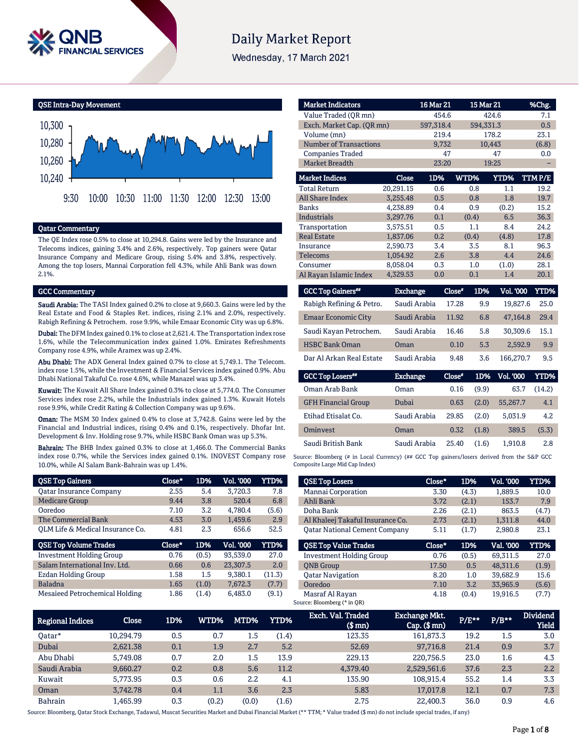# Daily Market Report

Wednesday, 17 March 2021

## QSE Intra-Day Movement

## Qatar Commentary

The QE Index rose 0.5% to close at 10,294.8. Gains were led by the Insurance and Telecoms indices, gaining 3.4% and 2.6%, respectively. Top gainers were Qatar Insurance Company and Medicare Group, rising 5.4% and 3.8%, respectively. Among the top losers, Mannai Corporation fell 4.3%, while Ahli Bank was down 2.1%.

## GCC Commentary

**Saudi Arabia:** The TASI Index gained 0.2% to close at 9,660.3. Gains were led by the Real Estate and Food & Staples Ret. indices, rising 2.1% and 2.0%, respectively. Rabigh Refining & Petrochem. rose 9.9%, while Emaar Economic City was up 6.8%.

**Dubai:** The DFM Index gained 0.1% to close at 2,621.4. The Transportation index rose 1.6%, while the Telecommunication index gained 1.0%. Emirates Refreshments Company rose 4.9%, while Aramex was up 2.4%.

**Abu Dhabi:** The ADX General Index gained 0.7% to close at 5,749.1. The Telecom. index rose 1.5%, while the Investment & Financial Services index gained 0.9%. Abu Dhabi National Takaful Co. rose 4.6%, while Manazel was up 3.4%.

**Kuwait:** The Kuwait All Share Index gained 0.3% to close at 5,774.0. The Consumer Services index rose 2.2%, while the Industrials index gained 1.3%. Kuwait Hotels rose 9.9%, while Credit Rating & Collection Company was up 9.6%.

**Oman:** The MSM 30 Index gained 0.4% to close at 3,742.8. Gains were led by the Financial and Industrial indices, rising 0.4% and 0.1%, respectively. Dhofar Int. Development & Inv. Holding rose 9.7%, while HSBC Bank Oman was up 5.3%.

**Bahrain:** The BHB Index gained 0.3% to close at 1,466.0. The Commercial Banks index rose 0.7%, while the Services index gained 0.1%. INOVEST Company rose 10.0%, while Al Salam Bank-Bahrain was up 1.4%.

| Market Indicators | 16 Mar 21 | 15 Mar 21 | %Chg. |
|---|---|---|---|
| Value Traded (QR mn) | 454.6 | 424.6 | 7.1 |
| Exch. Market Cap. (QR mn) | 597,318.4 | 594,331.3 | 0.5 |
| Volume (mn) | 219.4 | 178.2 | 23.1 |
| Number of Transactions | 9,732 | 10,443 | (6.8) |
| Companies Traded | 47 | 47 | 0.0 |
| Market Breadth | 23:20 | 19:25 | – |

| Market Indices | Close | 1D% | WTD% | YTD% | TTM P/E |
|---|---|---|---|---|---|
| Total Return | 20,291.15 | 0.6 | 0.8 | 1.1 | 19.2 |
| All Share Index | 3,255.48 | 0.5 | 0.8 | 1.8 | 19.7 |
| Banks | 4,238.89 | 0.4 | 0.9 | (0.2) | 15.2 |
| Industrials | 3,297.76 | 0.1 | (0.4) | 6.5 | 36.3 |
| Transportation | 3,575.51 | 0.5 | 1.1 | 8.4 | 24.2 |
| Real Estate | 1,837.06 | 0.2 | (0.4) | (4.8) | 17.8 |
| Insurance | 2,590.73 | 3.4 | 3.5 | 8.1 | 96.3 |
| Telecoms | 1,054.92 | 2.6 | 3.8 | 4.4 | 24.6 |
| Consumer | 8,058.04 | 0.3 | 1.0 | (1.0) | 28.1 |
| Al Rayan Islamic Index | 4,329.53 | 0.0 | 0.1 | 1.4 | 20.1 |

| GCC Top Gainers## | Exchange | Close# | 1D% | Vol. '000 | YTD% |
|---|---|---|---|---|---|
| Rabigh Refining & Petro. | Saudi Arabia | 17.28 | 9.9 | 19,827.6 | 25.0 |
| Emaar Economic City | Saudi Arabia | 11.92 | 6.8 | 47,164.8 | 29.4 |
| Saudi Kayan Petrochem. | Saudi Arabia | 16.46 | 5.8 | 30,309.6 | 15.1 |
| HSBC Bank Oman | Oman | 0.10 | 5.3 | 2,592.9 | 9.9 |
| Dar Al Arkan Real Estate | Saudi Arabia | 9.48 | 3.6 | 166,270.7 | 9.5 |

| GCC Top Losers## | Exchange | Close# | 1D% | Vol. '000 | YTD% |
|---|---|---|---|---|---|
| Oman Arab Bank | Oman | 0.16 | (9.9) | 63.7 | (14.2) |
| GFH Financial Group | Dubai | 0.63 | (2.0) | 55,267.7 | 4.1 |
| Etihad Etisalat Co. | Saudi Arabia | 29.85 | (2.0) | 5,031.9 | 4.2 |
| Ominvest | Oman | 0.32 | (1.8) | 389.5 | (5.3) |
| Saudi British Bank | Saudi Arabia | 25.40 | (1.6) | 1,910.8 | 2.8 |

Source: Bloomberg (# in Local Currency) (## GCC Top gainers/losers derived from the S&P GCC Composite Large Mid Cap Index)

| QSE Top Gainers | Close* | 1D% | Vol. '000 | YTD% |
|---|---|---|---|---|
| Qatar Insurance Company | 2.55 | 5.4 | 3,720.3 | 7.8 |
| Medicare Group | 9.44 | 3.8 | 520.4 | 6.8 |
| Ooredoo | 7.10 | 3.2 | 4,780.4 | (5.6) |
| The Commercial Bank | 4.53 | 3.0 | 1,459.6 | 2.9 |
| QLM Life & Medical Insurance Co. | 4.81 | 2.3 | 656.6 | 52.5 |

| QSE Top Volume Trades | Close* | 1D% | Vol. '000 | YTD% |
|---|---|---|---|---|
| Investment Holding Group | 0.76 | (0.5) | 93,539.0 | 27.0 |
| Salam International Inv. Ltd. | 0.66 | 0.6 | 23,307.5 | 2.0 |
| Ezdan Holding Group | 1.58 | 1.5 | 9,380.1 | (11.3) |
| Baladna | 1.65 | (1.0) | 7,672.3 | (7.7) |
| Mesaieed Petrochemical Holding | 1.86 | (1.4) | 6,483.0 | (9.1) |

| QSE Top Losers | Close* | 1D% | Vol. '000 | YTD% |
|---|---|---|---|---|
| Mannai Corporation | 3.30 | (4.3) | 1,889.5 | 10.0 |
| Ahli Bank | 3.72 | (2.1) | 153.7 | 7.9 |
| Doha Bank | 2.26 | (2.1) | 863.5 | (4.7) |
| Al Khaleej Takaful Insurance Co. | 2.73 | (2.1) | 1,311.8 | 44.0 |
| Qatar National Cement Company | 5.11 | (1.7) | 2,980.8 | 23.1 |

| QSE Top Value Trades | Close* | 1D% | Val. '000 | YTD% |
|---|---|---|---|---|
| Investment Holding Group | 0.76 | (0.5) | 69,311.5 | 27.0 |
| QNB Group | 17.50 | 0.5 | 48,311.6 | (1.9) |
| Qatar Navigation | 8.20 | 1.0 | 39,682.9 | 15.6 |
| Ooredoo | 7.10 | 3.2 | 33,965.9 | (5.6) |
| Masraf Al Rayan | 4.18 | (0.4) | 19,916.5 | (7.7) |

Source: Bloomberg (* in QR)

| Regional Indices | Close | 1D% | WTD% | MTD% | YTD% | Exch. Val. Traded ($ mn) | Exchange Mkt. Cap. ($ mn) | P/E** | P/B** | Dividend Yield |
|---|---|---|---|---|---|---|---|---|---|---|
| Qatar* | 10,294.79 | 0.5 | 0.7 | 1.5 | (1.4) | 123.35 | 161,873.3 | 19.2 | 1.5 | 3.0 |
| Dubai | 2,621.38 | 0.1 | 1.9 | 2.7 | 5.2 | 52.69 | 97,716.8 | 21.4 | 0.9 | 3.7 |
| Abu Dhabi | 5,749.08 | 0.7 | 2.0 | 1.5 | 13.9 | 229.13 | 220,756.5 | 23.0 | 1.6 | 4.3 |
| Saudi Arabia | 9,660.27 | 0.2 | 0.8 | 5.6 | 11.2 | 4,379.40 | 2,529,561.6 | 37.6 | 2.3 | 2.2 |
| Kuwait | 5,773.95 | 0.3 | 0.6 | 2.2 | 4.1 | 135.90 | 108,915.4 | 55.2 | 1.4 | 3.3 |
| Oman | 3,742.78 | 0.4 | 1.1 | 3.6 | 2.3 | 5.83 | 17,017.8 | 12.1 | 0.7 | 7.3 |
| Bahrain | 1,465.99 | 0.3 | (0.2) | (0.0) | (1.6) | 2.75 | 22,400.3 | 36.0 | 0.9 | 4.6 |

Source: Bloomberg, Qatar Stock Exchange, Tadawul, Muscat Securities Market and Dubai Financial Market (** TTM; * Value traded ($ mn) do not include special trades, if any)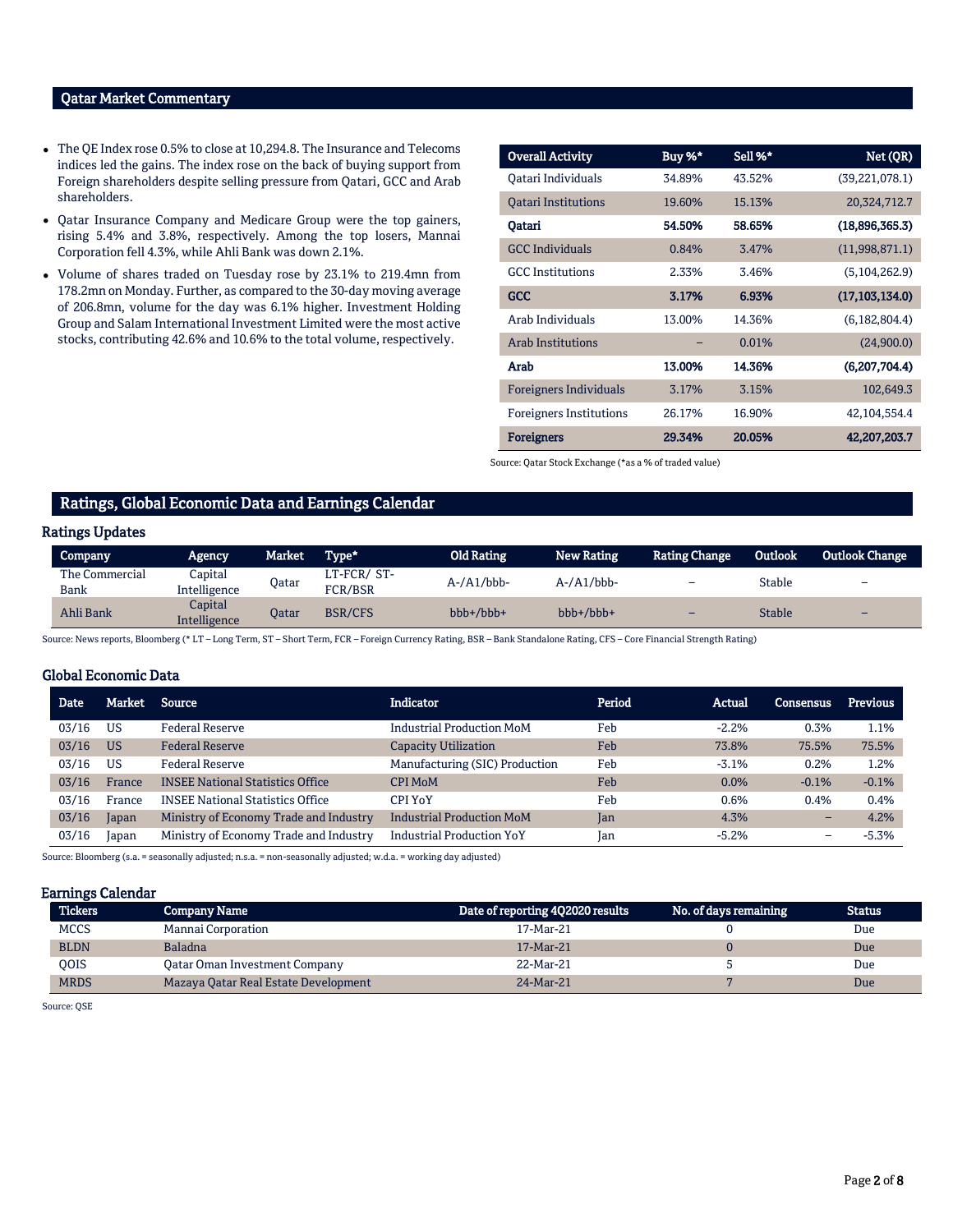## Qatar Market Commentary

- The QE Index rose 0.5% to close at 10,294.8. The Insurance and Telecoms indices led the gains. The index rose on the back of buying support from Foreign shareholders despite selling pressure from Qatari, GCC and Arab shareholders.
- Qatar Insurance Company and Medicare Group were the top gainers, rising 5.4% and 3.8%, respectively. Among the top losers, Mannai Corporation fell 4.3%, while Ahli Bank was down 2.1%.
- Volume of shares traded on Tuesday rose by 23.1% to 219.4mn from 178.2mn on Monday. Further, as compared to the 30-day moving average of 206.8mn, volume for the day was 6.1% higher. Investment Holding Group and Salam International Investment Limited were the most active stocks, contributing 42.6% and 10.6% to the total volume, respectively.

| Overall Activity | Buy %* | Sell %* | Net (QR) |
|---|---|---|---|
| Qatari Individuals | 34.89% | 43.52% | (39,221,078.1) |
| Qatari Institutions | 19.60% | 15.13% | 20,324,712.7 |
| **Qatari** | **54.50%** | **58.65%** | **(18,896,365.3)** |
| GCC Individuals | 0.84% | 3.47% | (11,998,871.1) |
| GCC Institutions | 2.33% | 3.46% | (5,104,262.9) |
| **GCC** | **3.17%** | **6.93%** | **(17,103,134.0)** |
| Arab Individuals | 13.00% | 14.36% | (6,182,804.4) |
| Arab Institutions | – | 0.01% | (24,900.0) |
| **Arab** | **13.00%** | **14.36%** | **(6,207,704.4)** |
| Foreigners Individuals | 3.17% | 3.15% | 102,649.3 |
| Foreigners Institutions | 26.17% | 16.90% | 42,104,554.4 |
| **Foreigners** | **29.34%** | **20.05%** | **42,207,203.7** |

Source: Qatar Stock Exchange (*as a % of traded value)

## Ratings, Global Economic Data and Earnings Calendar

### Ratings Updates

| Company | Agency | Market | Type* | Old Rating | New Rating | Rating Change | Outlook | Outlook Change |
|---|---|---|---|---|---|---|---|---|
| The Commercial Bank | Capital Intelligence | Qatar | LT-FCR/ ST-FCR/BSR | A-/A1/bbb- | A-/A1/bbb- | – | Stable | – |
| Ahli Bank | Capital Intelligence | Qatar | BSR/CFS | bbb+/bbb+ | bbb+/bbb+ | – | Stable | – |

Source: News reports, Bloomberg (* LT – Long Term, ST – Short Term, FCR – Foreign Currency Rating, BSR – Bank Standalone Rating, CFS – Core Financial Strength Rating)

### Global Economic Data

| Date | Market | Source | Indicator | Period | Actual | Consensus | Previous |
|---|---|---|---|---|---|---|---|
| 03/16 | US | Federal Reserve | Industrial Production MoM | Feb | -2.2% | 0.3% | 1.1% |
| 03/16 | US | Federal Reserve | Capacity Utilization | Feb | 73.8% | 75.5% | 75.5% |
| 03/16 | US | Federal Reserve | Manufacturing (SIC) Production | Feb | -3.1% | 0.2% | 1.2% |
| 03/16 | France | INSEE National Statistics Office | CPI MoM | Feb | 0.0% | -0.1% | -0.1% |
| 03/16 | France | INSEE National Statistics Office | CPI YoY | Feb | 0.6% | 0.4% | 0.4% |
| 03/16 | Japan | Ministry of Economy Trade and Industry | Industrial Production MoM | Jan | 4.3% | – | 4.2% |
| 03/16 | Japan | Ministry of Economy Trade and Industry | Industrial Production YoY | Jan | -5.2% | – | -5.3% |

Source: Bloomberg (s.a. = seasonally adjusted; n.s.a. = non-seasonally adjusted; w.d.a. = working day adjusted)

### Earnings Calendar

| Tickers | Company Name | Date of reporting 4Q2020 results | No. of days remaining | Status |
|---|---|---|---|---|
| MCCS | Mannai Corporation | 17-Mar-21 | 0 | Due |
| BLDN | Baladna | 17-Mar-21 | 0 | Due |
| QOIS | Qatar Oman Investment Company | 22-Mar-21 | 5 | Due |
| MRDS | Mazaya Qatar Real Estate Development | 24-Mar-21 | 7 | Due |

Source: QSE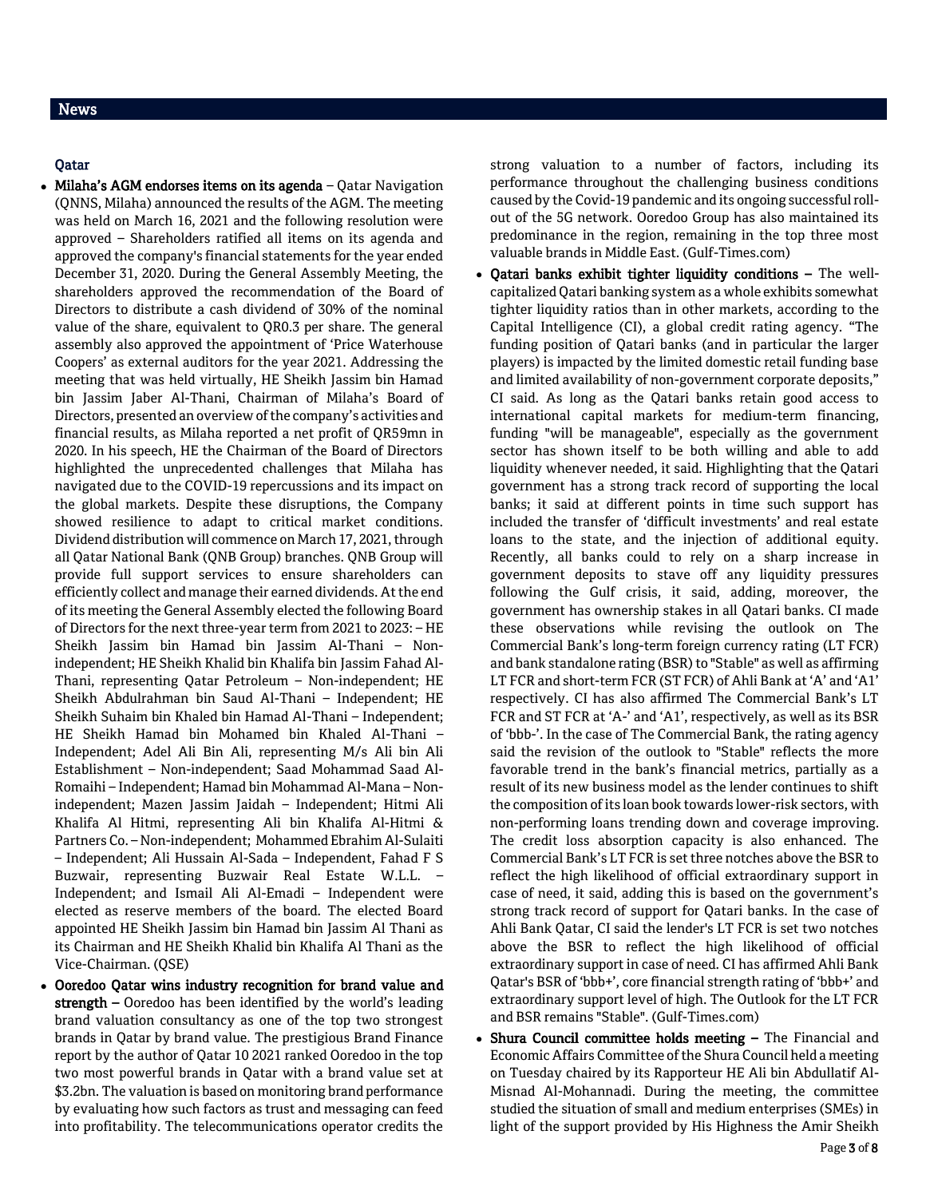## News

### Qatar

- **Milaha's AGM endorses items on its agenda** – Qatar Navigation (QNNS, Milaha) announced the results of the AGM. The meeting was held on March 16, 2021 and the following resolution were approved – Shareholders ratified all items on its agenda and approved the company's financial statements for the year ended December 31, 2020. During the General Assembly Meeting, the shareholders approved the recommendation of the Board of Directors to distribute a cash dividend of 30% of the nominal value of the share, equivalent to QR0.3 per share. The general assembly also approved the appointment of 'Price Waterhouse Coopers' as external auditors for the year 2021. Addressing the meeting that was held virtually, HE Sheikh Jassim bin Hamad bin Jassim Jaber Al-Thani, Chairman of Milaha's Board of Directors, presented an overview of the company's activities and financial results, as Milaha reported a net profit of QR59mn in 2020. In his speech, HE the Chairman of the Board of Directors highlighted the unprecedented challenges that Milaha has navigated due to the COVID-19 repercussions and its impact on the global markets. Despite these disruptions, the Company showed resilience to adapt to critical market conditions. Dividend distribution will commence on March 17, 2021, through all Qatar National Bank (QNB Group) branches. QNB Group will provide full support services to ensure shareholders can efficiently collect and manage their earned dividends. At the end of its meeting the General Assembly elected the following Board of Directors for the next three-year term from 2021 to 2023: – HE Sheikh Jassim bin Hamad bin Jassim Al-Thani – Non-independent; HE Sheikh Khalid bin Khalifa bin Jassim Fahad Al-Thani, representing Qatar Petroleum – Non-independent; HE Sheikh Abdulrahman bin Saud Al-Thani – Independent; HE Sheikh Suhaim bin Khaled bin Hamad Al-Thani – Independent; HE Sheikh Hamad bin Mohamed bin Khaled Al-Thani – Independent; Adel Ali Bin Ali, representing M/s Ali bin Ali Establishment – Non-independent; Saad Mohammad Saad Al-Romaihi – Independent; Hamad bin Mohammad Al-Mana – Non-independent; Mazen Jassim Jaidah – Independent; Hitmi Ali Khalifa Al Hitmi, representing Ali bin Khalifa Al-Hitmi & Partners Co. – Non-independent; Mohammed Ebrahim Al-Sulaiti – Independent; Ali Hussain Al-Sada – Independent, Fahad F S Buzwair, representing Buzwair Real Estate W.L.L. – Independent; and Ismail Ali Al-Emadi – Independent were elected as reserve members of the board. The elected Board appointed HE Sheikh Jassim bin Hamad bin Jassim Al Thani as its Chairman and HE Sheikh Khalid bin Khalifa Al Thani as the Vice-Chairman. (QSE)

- **Ooredoo Qatar wins industry recognition for brand value and strength** – Ooredoo has been identified by the world's leading brand valuation consultancy as one of the top two strongest brands in Qatar by brand value. The prestigious Brand Finance report by the author of Qatar 10 2021 ranked Ooredoo in the top two most powerful brands in Qatar with a brand value set at \$3.2bn. The valuation is based on monitoring brand performance by evaluating how such factors as trust and messaging can feed into profitability. The telecommunications operator credits the strong valuation to a number of factors, including its performance throughout the challenging business conditions caused by the Covid-19 pandemic and its ongoing successful roll-out of the 5G network. Ooredoo Group has also maintained its predominance in the region, remaining in the top three most valuable brands in Middle East. (Gulf-Times.com)

- **Qatari banks exhibit tighter liquidity conditions** – The well-capitalized Qatari banking system as a whole exhibits somewhat tighter liquidity ratios than in other markets, according to the Capital Intelligence (CI), a global credit rating agency. "The funding position of Qatari banks (and in particular the larger players) is impacted by the limited domestic retail funding base and limited availability of non-government corporate deposits," CI said. As long as the Qatari banks retain good access to international capital markets for medium-term financing, funding "will be manageable", especially as the government sector has shown itself to be both willing and able to add liquidity whenever needed, it said. Highlighting that the Qatari government has a strong track record of supporting the local banks; it said at different points in time such support has included the transfer of 'difficult investments' and real estate loans to the state, and the injection of additional equity. Recently, all banks could to rely on a sharp increase in government deposits to stave off any liquidity pressures following the Gulf crisis, it said, adding, moreover, the government has ownership stakes in all Qatari banks. CI made these observations while revising the outlook on The Commercial Bank's long-term foreign currency rating (LT FCR) and bank standalone rating (BSR) to "Stable" as well as affirming LT FCR and short-term FCR (ST FCR) of Ahli Bank at 'A' and 'A1' respectively. CI has also affirmed The Commercial Bank's LT FCR and ST FCR at 'A-' and 'A1', respectively, as well as its BSR of 'bbb-'. In the case of The Commercial Bank, the rating agency said the revision of the outlook to "Stable" reflects the more favorable trend in the bank's financial metrics, partially as a result of its new business model as the lender continues to shift the composition of its loan book towards lower-risk sectors, with non-performing loans trending down and coverage improving. The credit loss absorption capacity is also enhanced. The Commercial Bank's LT FCR is set three notches above the BSR to reflect the high likelihood of official extraordinary support in case of need, it said, adding this is based on the government's strong track record of support for Qatari banks. In the case of Ahli Bank Qatar, CI said the lender's LT FCR is set two notches above the BSR to reflect the high likelihood of official extraordinary support in case of need. CI has affirmed Ahli Bank Qatar's BSR of 'bbb+', core financial strength rating of 'bbb+' and extraordinary support level of high. The Outlook for the LT FCR and BSR remains "Stable". (Gulf-Times.com)

- **Shura Council committee holds meeting** – The Financial and Economic Affairs Committee of the Shura Council held a meeting on Tuesday chaired by its Rapporteur HE Ali bin Abdullatif Al-Misnad Al-Mohannadi. During the meeting, the committee studied the situation of small and medium enterprises (SMEs) in light of the support provided by His Highness the Amir Sheikh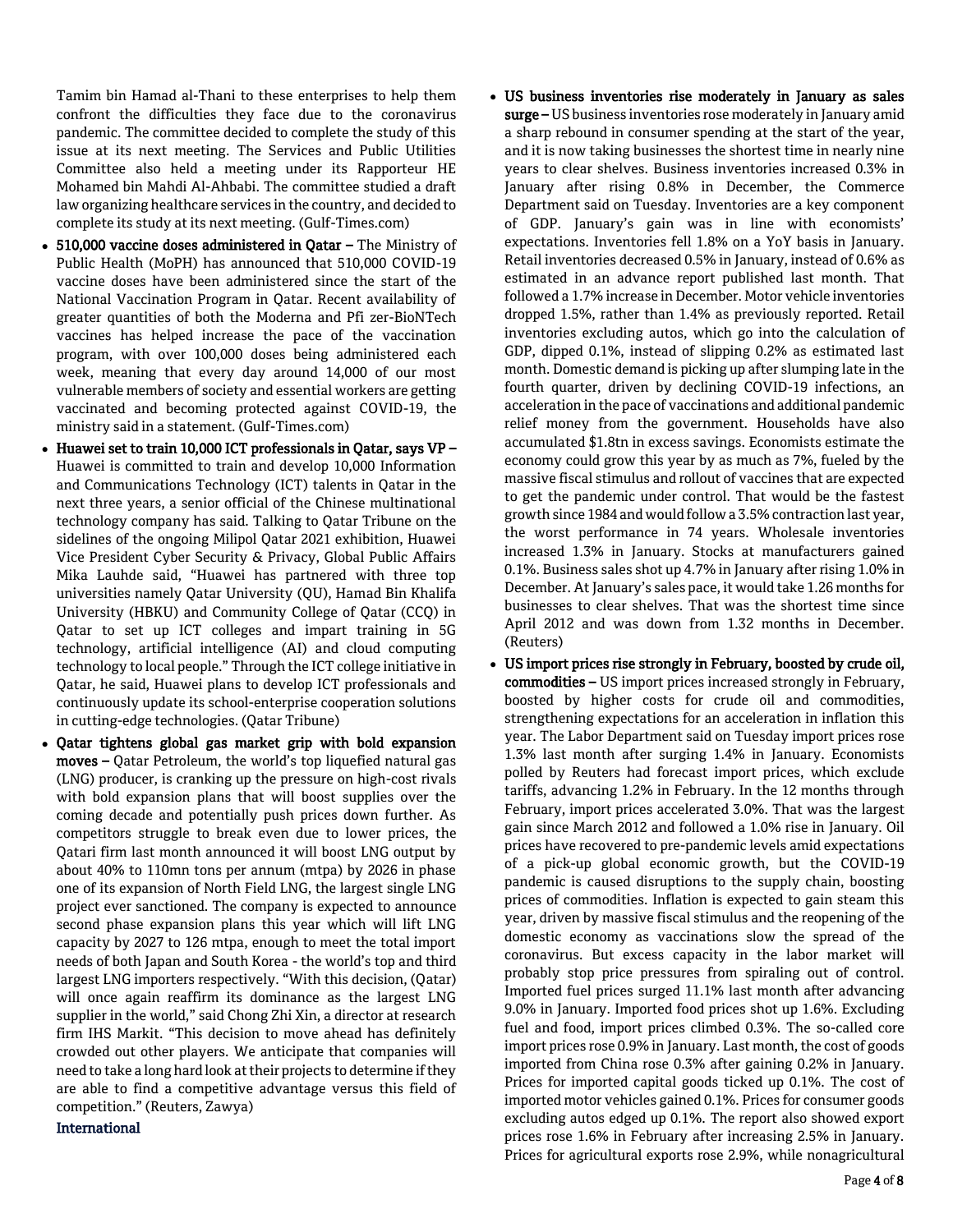Tamim bin Hamad al-Thani to these enterprises to help them confront the difficulties they face due to the coronavirus pandemic. The committee decided to complete the study of this issue at its next meeting. The Services and Public Utilities Committee also held a meeting under its Rapporteur HE Mohamed bin Mahdi Al-Ahbabi. The committee studied a draft law organizing healthcare services in the country, and decided to complete its study at its next meeting. (Gulf-Times.com)

- **510,000 vaccine doses administered in Qatar –** The Ministry of Public Health (MoPH) has announced that 510,000 COVID-19 vaccine doses have been administered since the start of the National Vaccination Program in Qatar. Recent availability of greater quantities of both the Moderna and Pfi zer-BioNTech vaccines has helped increase the pace of the vaccination program, with over 100,000 doses being administered each week, meaning that every day around 14,000 of our most vulnerable members of society and essential workers are getting vaccinated and becoming protected against COVID-19, the ministry said in a statement. (Gulf-Times.com)
- **Huawei set to train 10,000 ICT professionals in Qatar, says VP –** Huawei is committed to train and develop 10,000 Information and Communications Technology (ICT) talents in Qatar in the next three years, a senior official of the Chinese multinational technology company has said. Talking to Qatar Tribune on the sidelines of the ongoing Milipol Qatar 2021 exhibition, Huawei Vice President Cyber Security & Privacy, Global Public Affairs Mika Lauhde said, "Huawei has partnered with three top universities namely Qatar University (QU), Hamad Bin Khalifa University (HBKU) and Community College of Qatar (CCQ) in Qatar to set up ICT colleges and impart training in 5G technology, artificial intelligence (AI) and cloud computing technology to local people." Through the ICT college initiative in Qatar, he said, Huawei plans to develop ICT professionals and continuously update its school-enterprise cooperation solutions in cutting-edge technologies. (Qatar Tribune)
- **Qatar tightens global gas market grip with bold expansion moves –** Qatar Petroleum, the world's top liquefied natural gas (LNG) producer, is cranking up the pressure on high-cost rivals with bold expansion plans that will boost supplies over the coming decade and potentially push prices down further. As competitors struggle to break even due to lower prices, the Qatari firm last month announced it will boost LNG output by about 40% to 110mn tons per annum (mtpa) by 2026 in phase one of its expansion of North Field LNG, the largest single LNG project ever sanctioned. The company is expected to announce second phase expansion plans this year which will lift LNG capacity by 2027 to 126 mtpa, enough to meet the total import needs of both Japan and South Korea - the world's top and third largest LNG importers respectively. "With this decision, (Qatar) will once again reaffirm its dominance as the largest LNG supplier in the world," said Chong Zhi Xin, a director at research firm IHS Markit. "This decision to move ahead has definitely crowded out other players. We anticipate that companies will need to take a long hard look at their projects to determine if they are able to find a competitive advantage versus this field of competition." (Reuters, Zawya)

## International

- **US business inventories rise moderately in January as sales surge –** US business inventories rose moderately in January amid a sharp rebound in consumer spending at the start of the year, and it is now taking businesses the shortest time in nearly nine years to clear shelves. Business inventories increased 0.3% in January after rising 0.8% in December, the Commerce Department said on Tuesday. Inventories are a key component of GDP. January's gain was in line with economists' expectations. Inventories fell 1.8% on a YoY basis in January. Retail inventories decreased 0.5% in January, instead of 0.6% as estimated in an advance report published last month. That followed a 1.7% increase in December. Motor vehicle inventories dropped 1.5%, rather than 1.4% as previously reported. Retail inventories excluding autos, which go into the calculation of GDP, dipped 0.1%, instead of slipping 0.2% as estimated last month. Domestic demand is picking up after slumping late in the fourth quarter, driven by declining COVID-19 infections, an acceleration in the pace of vaccinations and additional pandemic relief money from the government. Households have also accumulated $1.8tn in excess savings. Economists estimate the economy could grow this year by as much as 7%, fueled by the massive fiscal stimulus and rollout of vaccines that are expected to get the pandemic under control. That would be the fastest growth since 1984 and would follow a 3.5% contraction last year, the worst performance in 74 years. Wholesale inventories increased 1.3% in January. Stocks at manufacturers gained 0.1%. Business sales shot up 4.7% in January after rising 1.0% in December. At January's sales pace, it would take 1.26 months for businesses to clear shelves. That was the shortest time since April 2012 and was down from 1.32 months in December. (Reuters)
- **US import prices rise strongly in February, boosted by crude oil, commodities –** US import prices increased strongly in February, boosted by higher costs for crude oil and commodities, strengthening expectations for an acceleration in inflation this year. The Labor Department said on Tuesday import prices rose 1.3% last month after surging 1.4% in January. Economists polled by Reuters had forecast import prices, which exclude tariffs, advancing 1.2% in February. In the 12 months through February, import prices accelerated 3.0%. That was the largest gain since March 2012 and followed a 1.0% rise in January. Oil prices have recovered to pre-pandemic levels amid expectations of a pick-up global economic growth, but the COVID-19 pandemic is caused disruptions to the supply chain, boosting prices of commodities. Inflation is expected to gain steam this year, driven by massive fiscal stimulus and the reopening of the domestic economy as vaccinations slow the spread of the coronavirus. But excess capacity in the labor market will probably stop price pressures from spiraling out of control. Imported fuel prices surged 11.1% last month after advancing 9.0% in January. Imported food prices shot up 1.6%. Excluding fuel and food, import prices climbed 0.3%. The so-called core import prices rose 0.9% in January. Last month, the cost of goods imported from China rose 0.3% after gaining 0.2% in January. Prices for imported capital goods ticked up 0.1%. The cost of imported motor vehicles gained 0.1%. Prices for consumer goods excluding autos edged up 0.1%. The report also showed export prices rose 1.6% in February after increasing 2.5% in January. Prices for agricultural exports rose 2.9%, while nonagricultural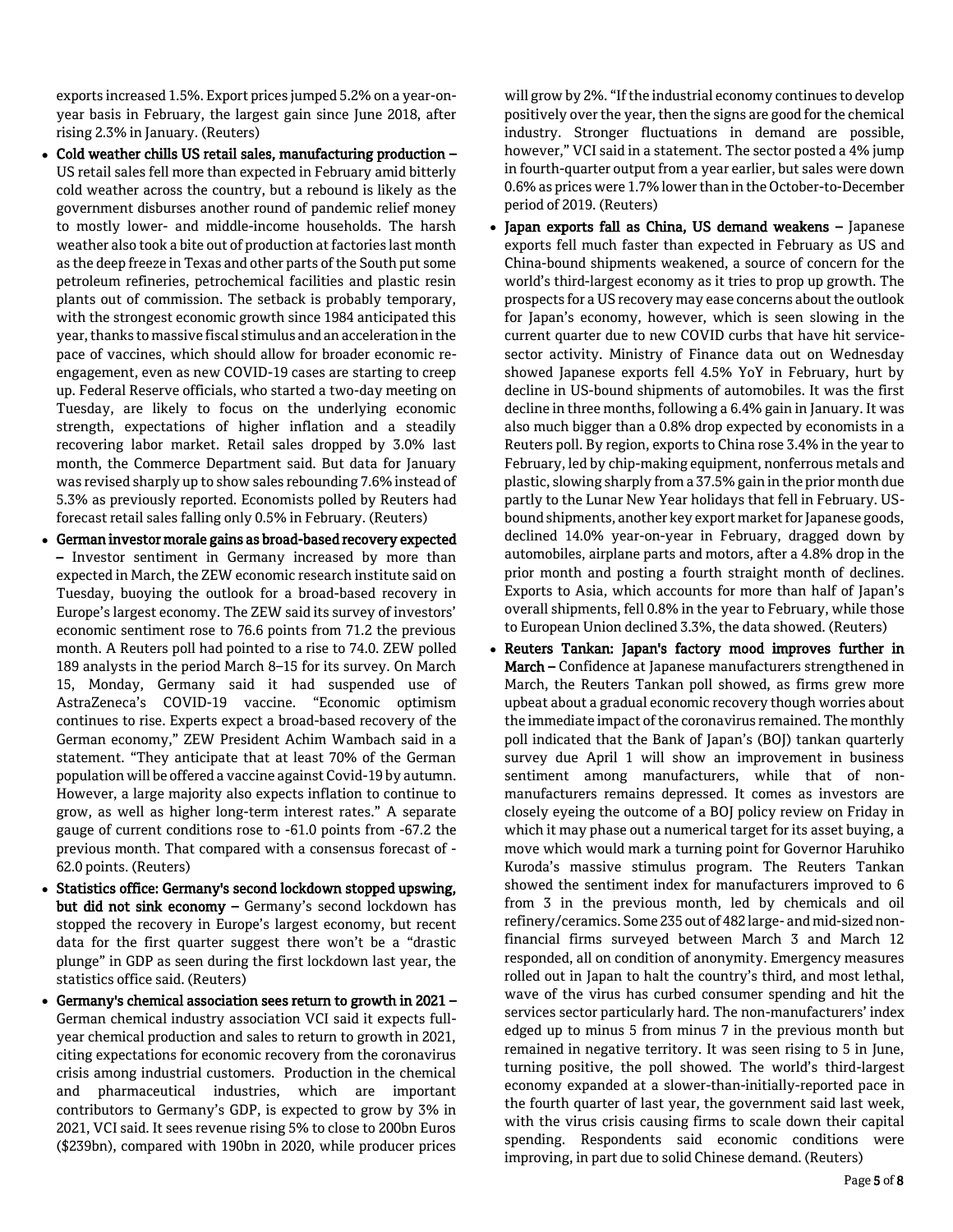exports increased 1.5%. Export prices jumped 5.2% on a year-on-year basis in February, the largest gain since June 2018, after rising 2.3% in January. (Reuters)

- **Cold weather chills US retail sales, manufacturing production –** US retail sales fell more than expected in February amid bitterly cold weather across the country, but a rebound is likely as the government disburses another round of pandemic relief money to mostly lower- and middle-income households. The harsh weather also took a bite out of production at factories last month as the deep freeze in Texas and other parts of the South put some petroleum refineries, petrochemical facilities and plastic resin plants out of commission. The setback is probably temporary, with the strongest economic growth since 1984 anticipated this year, thanks to massive fiscal stimulus and an acceleration in the pace of vaccines, which should allow for broader economic re-engagement, even as new COVID-19 cases are starting to creep up. Federal Reserve officials, who started a two-day meeting on Tuesday, are likely to focus on the underlying economic strength, expectations of higher inflation and a steadily recovering labor market. Retail sales dropped by 3.0% last month, the Commerce Department said. But data for January was revised sharply up to show sales rebounding 7.6% instead of 5.3% as previously reported. Economists polled by Reuters had forecast retail sales falling only 0.5% in February. (Reuters)
- **German investor morale gains as broad-based recovery expected –** Investor sentiment in Germany increased by more than expected in March, the ZEW economic research institute said on Tuesday, buoying the outlook for a broad-based recovery in Europe's largest economy. The ZEW said its survey of investors' economic sentiment rose to 76.6 points from 71.2 the previous month. A Reuters poll had pointed to a rise to 74.0. ZEW polled 189 analysts in the period March 8–15 for its survey. On March 15, Monday, Germany said it had suspended use of AstraZeneca's COVID-19 vaccine. "Economic optimism continues to rise. Experts expect a broad-based recovery of the German economy," ZEW President Achim Wambach said in a statement. "They anticipate that at least 70% of the German population will be offered a vaccine against Covid-19 by autumn. However, a large majority also expects inflation to continue to grow, as well as higher long-term interest rates." A separate gauge of current conditions rose to -61.0 points from -67.2 the previous month. That compared with a consensus forecast of -62.0 points. (Reuters)
- **Statistics office: Germany's second lockdown stopped upswing, but did not sink economy –** Germany's second lockdown has stopped the recovery in Europe's largest economy, but recent data for the first quarter suggest there won't be a "drastic plunge" in GDP as seen during the first lockdown last year, the statistics office said. (Reuters)
- **Germany's chemical association sees return to growth in 2021 –** German chemical industry association VCI said it expects full-year chemical production and sales to return to growth in 2021, citing expectations for economic recovery from the coronavirus crisis among industrial customers. Production in the chemical and pharmaceutical industries, which are important contributors to Germany's GDP, is expected to grow by 3% in 2021, VCI said. It sees revenue rising 5% to close to 200bn Euros ($239bn), compared with 190bn in 2020, while producer prices will grow by 2%. "If the industrial economy continues to develop positively over the year, then the signs are good for the chemical industry. Stronger fluctuations in demand are possible, however," VCI said in a statement. The sector posted a 4% jump in fourth-quarter output from a year earlier, but sales were down 0.6% as prices were 1.7% lower than in the October-to-December period of 2019. (Reuters)
- **Japan exports fall as China, US demand weakens –** Japanese exports fell much faster than expected in February as US and China-bound shipments weakened, a source of concern for the world's third-largest economy as it tries to prop up growth. The prospects for a US recovery may ease concerns about the outlook for Japan's economy, however, which is seen slowing in the current quarter due to new COVID curbs that have hit service-sector activity. Ministry of Finance data out on Wednesday showed Japanese exports fell 4.5% YoY in February, hurt by decline in US-bound shipments of automobiles. It was the first decline in three months, following a 6.4% gain in January. It was also much bigger than a 0.8% drop expected by economists in a Reuters poll. By region, exports to China rose 3.4% in the year to February, led by chip-making equipment, nonferrous metals and plastic, slowing sharply from a 37.5% gain in the prior month due partly to the Lunar New Year holidays that fell in February. US-bound shipments, another key export market for Japanese goods, declined 14.0% year-on-year in February, dragged down by automobiles, airplane parts and motors, after a 4.8% drop in the prior month and posting a fourth straight month of declines. Exports to Asia, which accounts for more than half of Japan's overall shipments, fell 0.8% in the year to February, while those to European Union declined 3.3%, the data showed. (Reuters)
- **Reuters Tankan: Japan's factory mood improves further in March –** Confidence at Japanese manufacturers strengthened in March, the Reuters Tankan poll showed, as firms grew more upbeat about a gradual economic recovery though worries about the immediate impact of the coronavirus remained. The monthly poll indicated that the Bank of Japan's (BOJ) tankan quarterly survey due April 1 will show an improvement in business sentiment among manufacturers, while that of non-manufacturers remains depressed. It comes as investors are closely eyeing the outcome of a BOJ policy review on Friday in which it may phase out a numerical target for its asset buying, a move which would mark a turning point for Governor Haruhiko Kuroda's massive stimulus program. The Reuters Tankan showed the sentiment index for manufacturers improved to 6 from 3 in the previous month, led by chemicals and oil refinery/ceramics. Some 235 out of 482 large- and mid-sized non-financial firms surveyed between March 3 and March 12 responded, all on condition of anonymity. Emergency measures rolled out in Japan to halt the country's third, and most lethal, wave of the virus has curbed consumer spending and hit the services sector particularly hard. The non-manufacturers' index edged up to minus 5 from minus 7 in the previous month but remained in negative territory. It was seen rising to 5 in June, turning positive, the poll showed. The world's third-largest economy expanded at a slower-than-initially-reported pace in the fourth quarter of last year, the government said last week, with the virus crisis causing firms to scale down their capital spending. Respondents said economic conditions were improving, in part due to solid Chinese demand. (Reuters)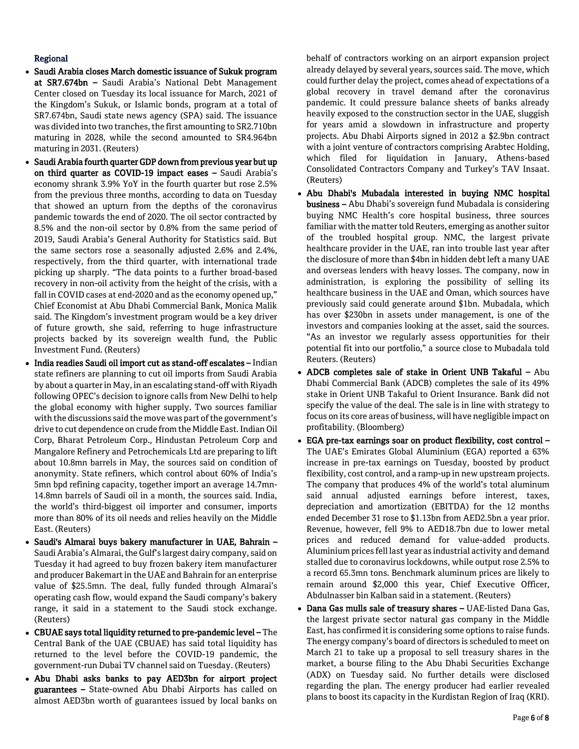## Regional

- **Saudi Arabia closes March domestic issuance of Sukuk program at SR7.674bn –** Saudi Arabia's National Debt Management Center closed on Tuesday its local issuance for March, 2021 of the Kingdom's Sukuk, or Islamic bonds, program at a total of SR7.674bn, Saudi state news agency (SPA) said. The issuance was divided into two tranches, the first amounting to SR2.710bn maturing in 2028, while the second amounted to SR4.964bn maturing in 2031. (Reuters)
- **Saudi Arabia fourth quarter GDP down from previous year but up on third quarter as COVID-19 impact eases –** Saudi Arabia's economy shrank 3.9% YoY in the fourth quarter but rose 2.5% from the previous three months, according to data on Tuesday that showed an upturn from the depths of the coronavirus pandemic towards the end of 2020. The oil sector contracted by 8.5% and the non-oil sector by 0.8% from the same period of 2019, Saudi Arabia's General Authority for Statistics said. But the same sectors rose a seasonally adjusted 2.6% and 2.4%, respectively, from the third quarter, with international trade picking up sharply. "The data points to a further broad-based recovery in non-oil activity from the height of the crisis, with a fall in COVID cases at end-2020 and as the economy opened up," Chief Economist at Abu Dhabi Commercial Bank, Monica Malik said. The Kingdom's investment program would be a key driver of future growth, she said, referring to huge infrastructure projects backed by its sovereign wealth fund, the Public Investment Fund. (Reuters)
- **India readies Saudi oil import cut as stand-off escalates –** Indian state refiners are planning to cut oil imports from Saudi Arabia by about a quarter in May, in an escalating stand-off with Riyadh following OPEC's decision to ignore calls from New Delhi to help the global economy with higher supply. Two sources familiar with the discussions said the move was part of the government's drive to cut dependence on crude from the Middle East. Indian Oil Corp, Bharat Petroleum Corp., Hindustan Petroleum Corp and Mangalore Refinery and Petrochemicals Ltd are preparing to lift about 10.8mn barrels in May, the sources said on condition of anonymity. State refiners, which control about 60% of India's 5mn bpd refining capacity, together import an average 14.7mn-14.8mn barrels of Saudi oil in a month, the sources said. India, the world's third-biggest oil importer and consumer, imports more than 80% of its oil needs and relies heavily on the Middle East. (Reuters)
- **Saudi's Almarai buys bakery manufacturer in UAE, Bahrain –** Saudi Arabia's Almarai, the Gulf's largest dairy company, said on Tuesday it had agreed to buy frozen bakery item manufacturer and producer Bakemart in the UAE and Bahrain for an enterprise value of $25.5mn. The deal, fully funded through Almarai's operating cash flow, would expand the Saudi company's bakery range, it said in a statement to the Saudi stock exchange. (Reuters)
- **CBUAE says total liquidity returned to pre-pandemic level –** The Central Bank of the UAE (CBUAE) has said total liquidity has returned to the level before the COVID-19 pandemic, the government-run Dubai TV channel said on Tuesday. (Reuters)
- **Abu Dhabi asks banks to pay AED3bn for airport project guarantees –** State-owned Abu Dhabi Airports has called on almost AED3bn worth of guarantees issued by local banks on behalf of contractors working on an airport expansion project already delayed by several years, sources said. The move, which could further delay the project, comes ahead of expectations of a global recovery in travel demand after the coronavirus pandemic. It could pressure balance sheets of banks already heavily exposed to the construction sector in the UAE, sluggish for years amid a slowdown in infrastructure and property projects. Abu Dhabi Airports signed in 2012 a $2.9bn contract with a joint venture of contractors comprising Arabtec Holding, which filed for liquidation in January, Athens-based Consolidated Contractors Company and Turkey's TAV Insaat. (Reuters)
- **Abu Dhabi's Mubadala interested in buying NMC hospital business –** Abu Dhabi's sovereign fund Mubadala is considering buying NMC Health's core hospital business, three sources familiar with the matter told Reuters, emerging as another suitor of the troubled hospital group. NMC, the largest private healthcare provider in the UAE, ran into trouble last year after the disclosure of more than $4bn in hidden debt left a many UAE and overseas lenders with heavy losses. The company, now in administration, is exploring the possibility of selling its healthcare business in the UAE and Oman, which sources have previously said could generate around $1bn. Mubadala, which has over $230bn in assets under management, is one of the investors and companies looking at the asset, said the sources. "As an investor we regularly assess opportunities for their potential fit into our portfolio," a source close to Mubadala told Reuters. (Reuters)
- **ADCB completes sale of stake in Orient UNB Takaful –** Abu Dhabi Commercial Bank (ADCB) completes the sale of its 49% stake in Orient UNB Takaful to Orient Insurance. Bank did not specify the value of the deal. The sale is in line with strategy to focus on its core areas of business, will have negligible impact on profitability. (Bloomberg)
- **EGA pre-tax earnings soar on product flexibility, cost control –** The UAE's Emirates Global Aluminium (EGA) reported a 63% increase in pre-tax earnings on Tuesday, boosted by product flexibility, cost control, and a ramp-up in new upstream projects. The company that produces 4% of the world's total aluminum said annual adjusted earnings before interest, taxes, depreciation and amortization (EBITDA) for the 12 months ended December 31 rose to $1.13bn from AED2.5bn a year prior. Revenue, however, fell 9% to AED18.7bn due to lower metal prices and reduced demand for value-added products. Aluminium prices fell last year as industrial activity and demand stalled due to coronavirus lockdowns, while output rose 2.5% to a record 65.3mn tons. Benchmark aluminum prices are likely to remain around $2,000 this year, Chief Executive Officer, Abdulnasser bin Kalban said in a statement. (Reuters)
- **Dana Gas mulls sale of treasury shares –** UAE-listed Dana Gas, the largest private sector natural gas company in the Middle East, has confirmed it is considering some options to raise funds. The energy company's board of directors is scheduled to meet on March 21 to take up a proposal to sell treasury shares in the market, a bourse filing to the Abu Dhabi Securities Exchange (ADX) on Tuesday said. No further details were disclosed regarding the plan. The energy producer had earlier revealed plans to boost its capacity in the Kurdistan Region of Iraq (KRI).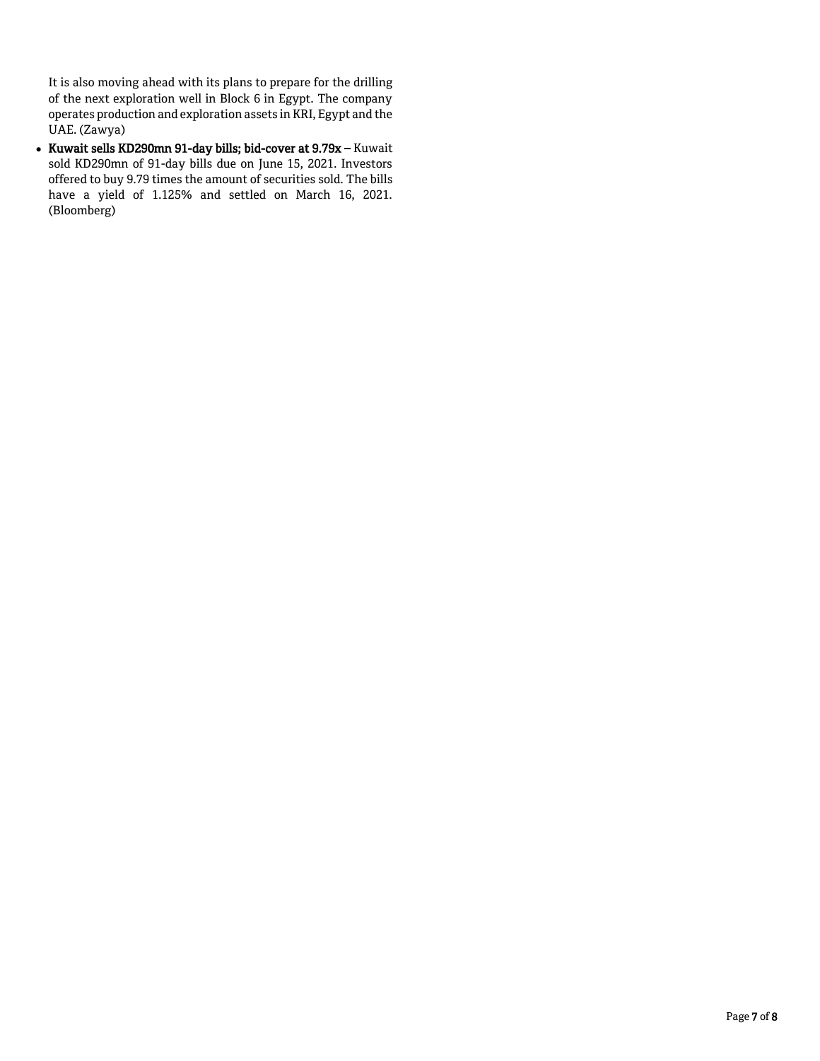It is also moving ahead with its plans to prepare for the drilling of the next exploration well in Block 6 in Egypt. The company operates production and exploration assets in KRI, Egypt and the UAE. (Zawya)

- **Kuwait sells KD290mn 91-day bills; bid-cover at 9.79x –** Kuwait sold KD290mn of 91-day bills due on June 15, 2021. Investors offered to buy 9.79 times the amount of securities sold. The bills have a yield of 1.125% and settled on March 16, 2021. (Bloomberg)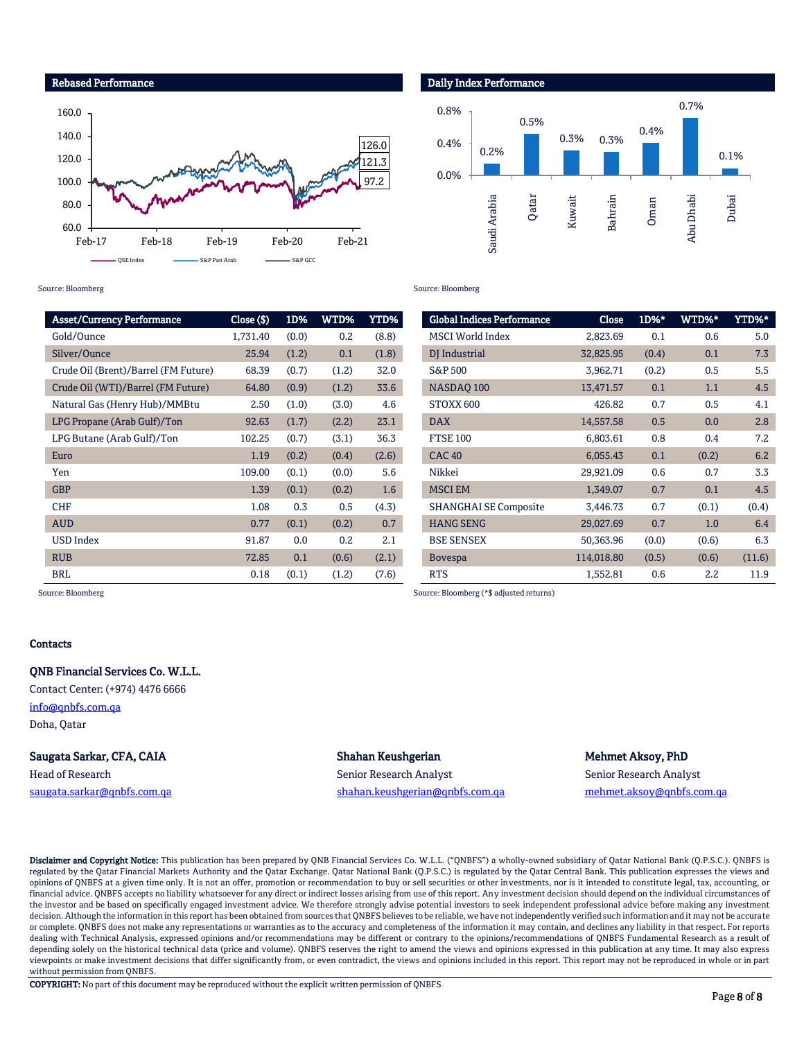## Rebased Performance

160.0
140.0
120.0
100.0
80.0
60.0

Feb-17 Feb-18 Feb-19 Feb-20 Feb-21

126.0
121.3
97.2

QSE Index S&P Pan Arab S&P GCC

Source: Bloomberg

## Daily Index Performance

0.8%
0.4%
0.0%

0.2% 0.5% 0.3% 0.3% 0.4% 0.7% 0.1%

Saudi Arabia Qatar Kuwait Bahrain Oman Abu Dhabi Dubai

Source: Bloomberg

| Asset/Currency Performance | Close ($) | 1D% | WTD% | YTD% |
|---|---|---|---|---|
| Gold/Ounce | 1,731.40 | (0.0) | 0.2 | (8.8) |
| Silver/Ounce | 25.94 | (1.2) | 0.1 | (1.8) |
| Crude Oil (Brent)/Barrel (FM Future) | 68.39 | (0.7) | (1.2) | 32.0 |
| Crude Oil (WTI)/Barrel (FM Future) | 64.80 | (0.9) | (1.2) | 33.6 |
| Natural Gas (Henry Hub)/MMBtu | 2.50 | (1.0) | (3.0) | 4.6 |
| LPG Propane (Arab Gulf)/Ton | 92.63 | (1.7) | (2.2) | 23.1 |
| LPG Butane (Arab Gulf)/Ton | 102.25 | (0.7) | (3.1) | 36.3 |
| Euro | 1.19 | (0.2) | (0.4) | (2.6) |
| Yen | 109.00 | (0.1) | (0.0) | 5.6 |
| GBP | 1.39 | (0.1) | (0.2) | 1.6 |
| CHF | 1.08 | 0.3 | 0.5 | (4.3) |
| AUD | 0.77 | (0.1) | (0.2) | 0.7 |
| USD Index | 91.87 | 0.0 | 0.2 | 2.1 |
| RUB | 72.85 | 0.1 | (0.6) | (2.1) |
| BRL | 0.18 | (0.1) | (1.2) | (7.6) |

Source: Bloomberg

| Global Indices Performance | Close | 1D%* | WTD%* | YTD%* |
|---|---|---|---|---|
| MSCI World Index | 2,823.69 | 0.1 | 0.6 | 5.0 |
| DJ Industrial | 32,825.95 | (0.4) | 0.1 | 7.3 |
| S&P 500 | 3,962.71 | (0.2) | 0.5 | 5.5 |
| NASDAQ 100 | 13,471.57 | 0.1 | 1.1 | 4.5 |
| STOXX 600 | 426.82 | 0.7 | 0.5 | 4.1 |
| DAX | 14,557.58 | 0.5 | 0.0 | 2.8 |
| FTSE 100 | 6,803.61 | 0.8 | 0.4 | 7.2 |
| CAC 40 | 6,055.43 | 0.1 | (0.2) | 6.2 |
| Nikkei | 29,921.09 | 0.6 | 0.7 | 3.3 |
| MSCI EM | 1,349.07 | 0.7 | 0.1 | 4.5 |
| SHANGHAI SE Composite | 3,446.73 | 0.7 | (0.1) | (0.4) |
| HANG SENG | 29,027.69 | 0.7 | 1.0 | 6.4 |
| BSE SENSEX | 50,363.96 | (0.0) | (0.6) | 6.3 |
| Bovespa | 114,018.80 | (0.5) | (0.6) | (11.6) |
| RTS | 1,552.81 | 0.6 | 2.2 | 11.9 |

Source: Bloomberg (*$ adjusted returns)

**Contacts**

**QNB Financial Services Co. W.L.L.**
Contact Center: (+974) 4476 6666
info@qnbfs.com.qa
Doha, Qatar

**Saugata Sarkar, CFA, CAIA**
Head of Research
saugata.sarkar@qnbfs.com.qa

**Shahan Keushgerian**
Senior Research Analyst
shahan.keushgerian@qnbfs.com.qa

**Mehmet Aksoy, PhD**
Senior Research Analyst
mehmet.aksoy@qnbfs.com.qa

**Disclaimer and Copyright Notice:** This publication has been prepared by QNB Financial Services Co. W.L.L. ("QNBFS") a wholly-owned subsidiary of Qatar National Bank (Q.P.S.C.). QNBFS is regulated by the Qatar Financial Markets Authority and the Qatar Exchange. Qatar National Bank (Q.P.S.C.) is regulated by the Qatar Central Bank. This publication expresses the views and opinions of QNBFS at a given time only. It is not an offer, promotion or recommendation to buy or sell securities or other investments, nor is it intended to constitute legal, tax, accounting, or financial advice. QNBFS accepts no liability whatsoever for any direct or indirect losses arising from use of this report. Any investment decision should depend on the individual circumstances of the investor and be based on specifically engaged investment advice. We therefore strongly advise potential investors to seek independent professional advice before making any investment decision. Although the information in this report has been obtained from sources that QNBFS believes to be reliable, we have not independently verified such information and it may not be accurate or complete. QNBFS does not make any representations or warranties as to the accuracy and completeness of the information it may contain, and declines any liability in that respect. For reports dealing with Technical Analysis, expressed opinions and/or recommendations may be different or contrary to the opinions/recommendations of QNBFS Fundamental Research as a result of depending solely on the historical technical data (price and volume). QNBFS reserves the right to amend the views and opinions expressed in this publication at any time. It may also express viewpoints or make investment decisions that differ significantly from, or even contradict, the views and opinions included in this report. This report may not be reproduced in whole or in part without permission from QNBFS.

**COPYRIGHT:** No part of this document may be reproduced without the explicit written permission of QNBFS